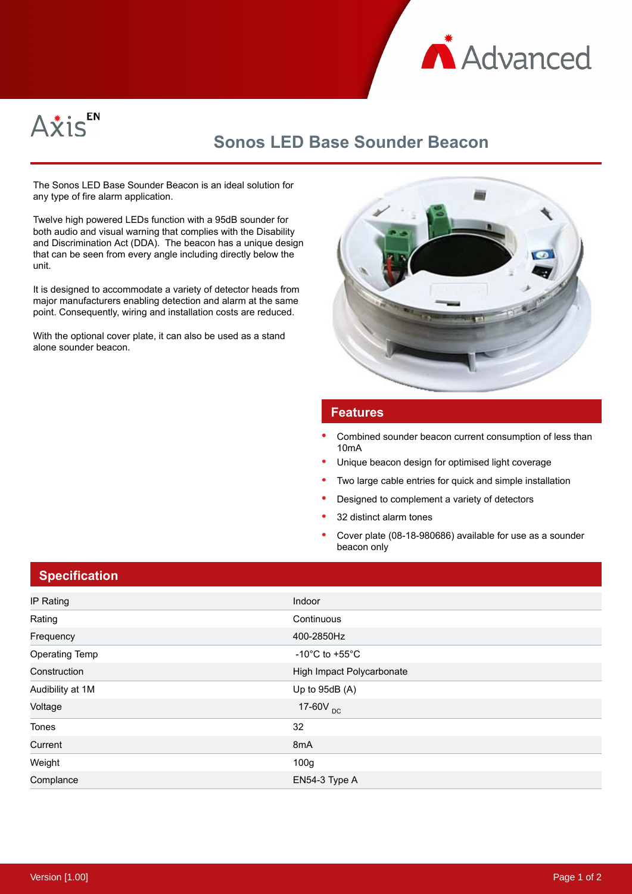# Sonos LED Base Sounder Beacon

The Sonos LED Base Sounder Beacon is an ideal solution for any type of fire alarm application.

Twelve high powered LEDs function with a 95dB sounder for both audio and visual warning that complies with the Disability and Discrimination Act (DDA). The beacon has a unique design that can be seen from every angle including directly below the unit.

It is designed to accommodate a variety of detector heads from major manufacturers enabling detection and alarm at the same point. Consequently, wiring and installation costs are reduced.

With the optional cover plate, it can also be used as a stand alone sounder beacon.

## Features

- Combined sounder beacon current consumption of less than 10mA
- Unique beacon design for optimised light coverage
- Two large cable entries for quick and simple installation
- Designed to complement a variety of detectors
- 32 distinct alarm tones
- Cover plate (08-18-980686) available for use as a sounder beacon only

## Specification

| | |
|---|---|
| IP Rating | Indoor |
| Rating | Continuous |
| Frequency | 400-2850Hz |
| Operating Temp | -10°C to +55°C |
| Construction | High Impact Polycarbonate |
| Audibility at 1M | Up to 95dB (A) |
| Voltage | 17-60V $_{DC}$ |
| Tones | 32 |
| Current | 8mA |
| Weight | 100g |
| Complance | EN54-3 Type A |

Version [1.00]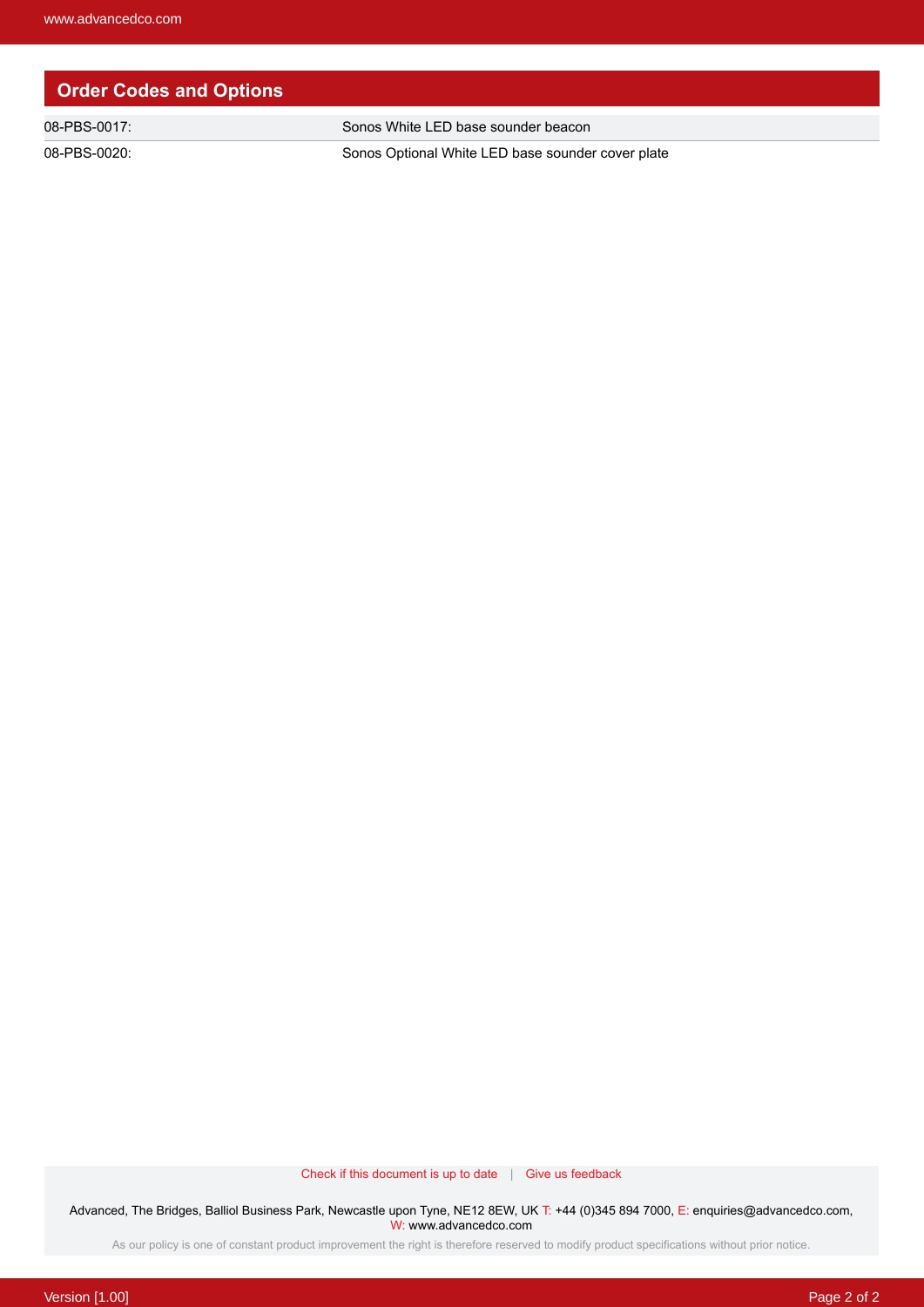## Order Codes and Options

| | |
|---|---|
| 08-PBS-0017: | Sonos White LED base sounder beacon |
| 08-PBS-0020: | Sonos Optional White LED base sounder cover plate |

Check if this document is up to date | Give us feedback

Advanced, The Bridges, Balliol Business Park, Newcastle upon Tyne, NE12 8EW, UK T: +44 (0)345 894 7000, E: enquiries@advancedco.com, W: www.advancedco.com

As our policy is one of constant product improvement the right is therefore reserved to modify product specifications without prior notice.

Version [1.00]